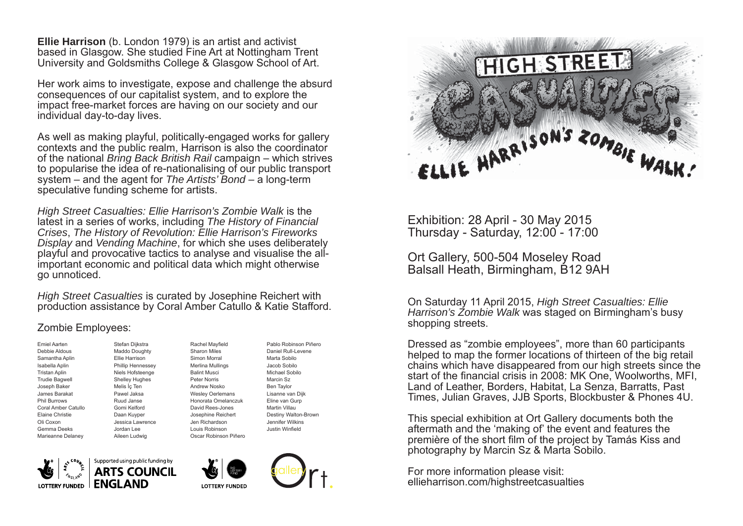**Ellie Harrison** (b. London 1979) is an artist and activist based in Glasgow. She studied Fine Art at Nottingham Trent University and Goldsmiths College & Glasgow School of Art.

Her work aims to investigate, expose and challenge the absurd consequences of our capitalist system, and to explore the impact free-market forces are having on our society and our individual day-to-day lives.

As well as making playful, politically-engaged works for gallery contexts and the public realm, Harrison is also the coordinator of the national *Bring Back British Rail* campaign – which strives to popularise the idea of re-nationalising of our public transport system – and the agent for *The Artists' Bond* – a long-term speculative funding scheme for artists.

*High Street Casualties: Ellie Harrison's Zombie Walk* is the latest in a series of works, including *The History of Financial Crises*, *The History of Revolution: Ellie Harrison's Fireworks Display* and *Vending Machine*, for which she uses deliberately playful and provocative tactics to analyse and visualise the all-important economic and political data which might otherwise go unnoticed.

*High Street Casualties* is curated by Josephine Reichert with production assistance by Coral Amber Catullo & Katie Stafford.

## Zombie Employees:

Emiel Aarten
Debbie Aldous
Samantha Aplin
Isabella Aplin
Tristan Aplin
Trudie Bagwell
Joseph Baker
James Barakat
Phil Burrows
Coral Amber Catullo
Elaine Christie
Oli Coxon
Gemma Deeks
Marieanne Delaney
Stefan Dijkstra
Maddo Doughty
Ellie Harrison
Phillip Hennessey
Niels Hofsteenge
Shelley Hughes
Melis İç Ten
Pawel Jaksa
Ruud Janse
Gomi Kelford
Daan Kuyper
Jessica Lawrence
Jordan Lee
Aileen Ludwig
Rachel Mayfield
Sharon Miles
Simon Morral
Merlina Mullings
Balint Musci
Peter Norris
Andrew Nosko
Wesley Oerlemans
Honorata Omelanczuk
David Rees-Jones
Josephine Reichert
Jen Richardson
Louis Robinson
Oscar Robinson Piñero
Pablo Robinson Piñero
Daniel Rull-Levene
Marta Sobilo
Jacob Sobilo
Michael Sobilo
Marcin Sz
Ben Taylor
Lisanne van Dijk
Eline van Gurp
Martin Villau
Destiny Walton-Brown
Jennifer Wilkins
Justin Winfield

Supported using public funding by ARTS COUNCIL ENGLAND

LOTTERY FUNDED

gallery Ort.

HIGH STREET CASUALTIES: ELLIE HARRISON'S ZOMBIE WALK!

Exhibition: 28 April - 30 May 2015
Thursday - Saturday, 12:00 - 17:00

Ort Gallery, 500-504 Moseley Road
Balsall Heath, Birmingham, B12 9AH

On Saturday 11 April 2015, *High Street Casualties: Ellie Harrison's Zombie Walk* was staged on Birmingham's busy shopping streets.

Dressed as "zombie employees", more than 60 participants helped to map the former locations of thirteen of the big retail chains which have disappeared from our high streets since the start of the financial crisis in 2008: MK One, Woolworths, MFI, Land of Leather, Borders, Habitat, La Senza, Barratts, Past Times, Julian Graves, JJB Sports, Blockbuster & Phones 4U.

This special exhibition at Ort Gallery documents both the aftermath and the 'making of' the event and features the première of the short film of the project by Tamás Kiss and photography by Marcin Sz & Marta Sobilo.

For more information please visit:
ellieharrison.com/highstreetcasualties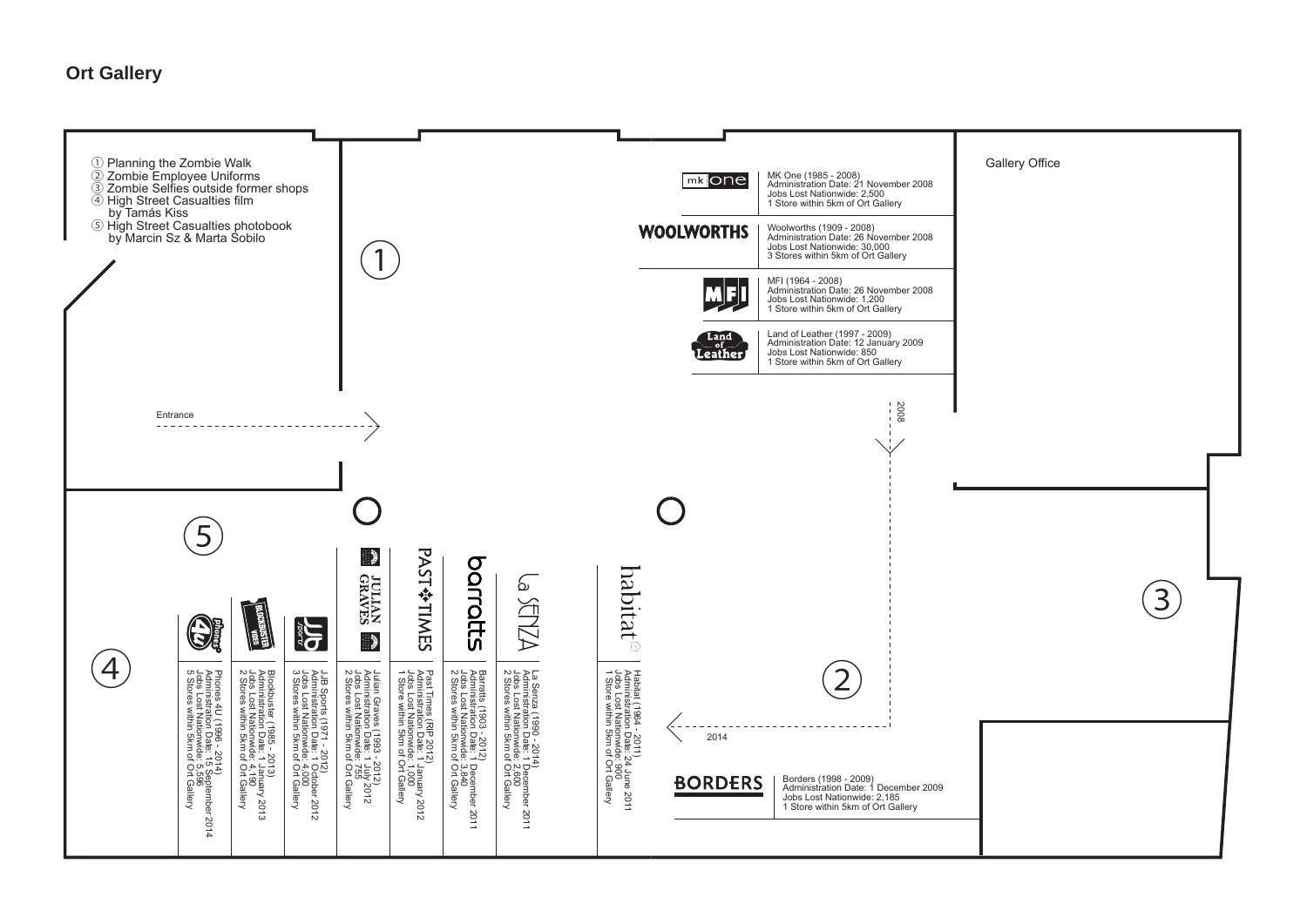## Ort Gallery

① Planning the Zombie Walk
② Zombie Employee Uniforms
③ Zombie Selfies outside former shops
④ High Street Casualties film by Tamás Kiss
⑤ High Street Casualties photobook by Marcin Sz & Marta Sobilo

Gallery Office

Entrance

①

MK One (1985 - 2008)
Administration Date: 21 November 2008
Jobs Lost Nationwide: 2,500
1 Store within 5km of Ort Gallery

Woolworths (1909 - 2008)
Administration Date: 26 November 2008
Jobs Lost Nationwide: 30,000
3 Stores within 5km of Ort Gallery

MFI (1964 - 2008)
Administration Date: 26 November 2008
Jobs Lost Nationwide: 1,200
1 Store within 5km of Ort Gallery

Land of Leather (1997 - 2009)
Administration Date: 12 January 2009
Jobs Lost Nationwide: 850
1 Store within 5km of Ort Gallery

2008

③

②

2014

Borders (1998 - 2009)
Administration Date: 1 December 2009
Jobs Lost Nationwide: 2,185
1 Store within 5km of Ort Gallery

Habitat (1964 - 2011)
Administration Date: 24 June 2011
Jobs Lost Nationwide: 900
1 Store within 5km of Ort Gallery

La Senza (1990 - 2014)
Administration Date: 1 December 2011
Jobs Lost Nationwide: 2,600
2 Stores within 5km of Ort Gallery

Barratts (1903 - 2012)
Administration Date: 1 December 2011
Jobs Lost Nationwide: 3,840
2 Stores within 5km of Ort Gallery

Past Times (RIP 2012)
Administration Date: 1 January 2012
Jobs Lost Nationwide: 1,000
1 Store within 5km of Ort Gallery

Julian Graves (1993 - 2012)
Administration Date: 1 July 2012
Jobs Lost Nationwide: 755
2 Stores within 5km of Ort Gallery

JJB Sports (1971 - 2012)
Administration Date: 1 October 2012
Jobs Lost Nationwide: 4,000
3 Stores within 5km of Ort Gallery

Blockbuster (1985 - 2013)
Administration Date: 1 January 2013
Jobs Lost Nationwide: 4,190
2 Stores within 5km of Ort Gallery

Phones 4U (1996 - 2014)
Administration Date: 15 September 2014
Jobs Lost Nationwide: 5,596
5 Stores within 5km of Ort Gallery

⑤

④